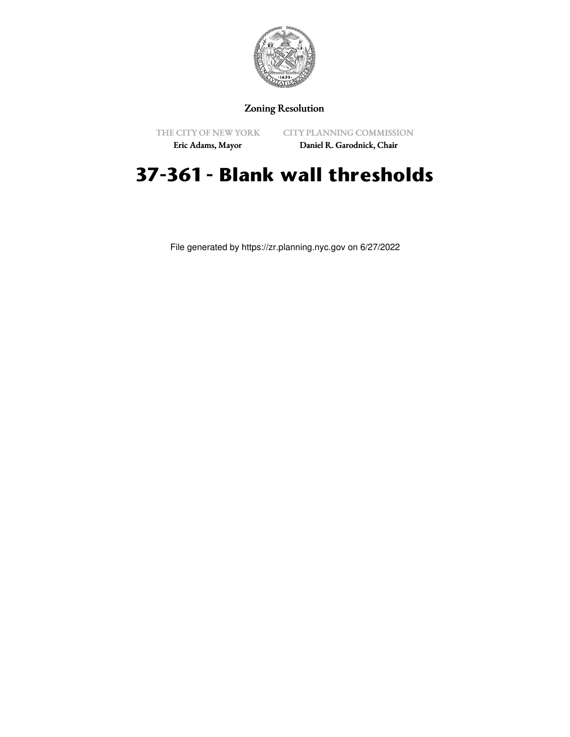Zoning Resolution

THE CITY OF NEW YORK
Eric Adams, Mayor

CITY PLANNING COMMISSION
Daniel R. Garodnick, Chair

# 37-361 - Blank wall thresholds

File generated by https://zr.planning.nyc.gov on 6/27/2022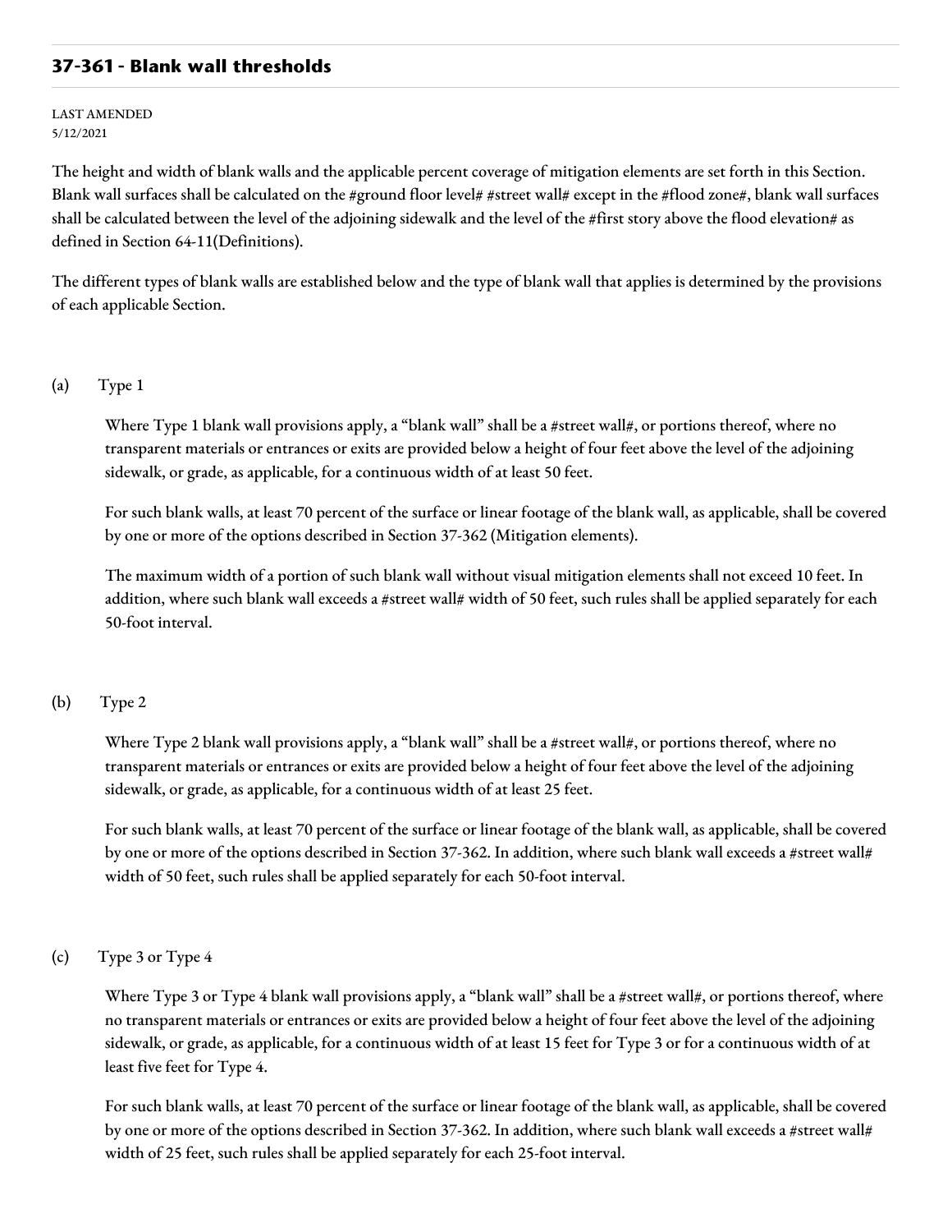## 37-361 - Blank wall thresholds

LAST AMENDED
5/12/2021

The height and width of blank walls and the applicable percent coverage of mitigation elements are set forth in this Section. Blank wall surfaces shall be calculated on the #ground floor level# #street wall# except in the #flood zone#, blank wall surfaces shall be calculated between the level of the adjoining sidewalk and the level of the #first story above the flood elevation# as defined in Section 64-11(Definitions).

The different types of blank walls are established below and the type of blank wall that applies is determined by the provisions of each applicable Section.

(a) Type 1

Where Type 1 blank wall provisions apply, a "blank wall" shall be a #street wall#, or portions thereof, where no transparent materials or entrances or exits are provided below a height of four feet above the level of the adjoining sidewalk, or grade, as applicable, for a continuous width of at least 50 feet.

For such blank walls, at least 70 percent of the surface or linear footage of the blank wall, as applicable, shall be covered by one or more of the options described in Section 37-362 (Mitigation elements).

The maximum width of a portion of such blank wall without visual mitigation elements shall not exceed 10 feet. In addition, where such blank wall exceeds a #street wall# width of 50 feet, such rules shall be applied separately for each 50-foot interval.

(b) Type 2

Where Type 2 blank wall provisions apply, a "blank wall" shall be a #street wall#, or portions thereof, where no transparent materials or entrances or exits are provided below a height of four feet above the level of the adjoining sidewalk, or grade, as applicable, for a continuous width of at least 25 feet.

For such blank walls, at least 70 percent of the surface or linear footage of the blank wall, as applicable, shall be covered by one or more of the options described in Section 37-362. In addition, where such blank wall exceeds a #street wall# width of 50 feet, such rules shall be applied separately for each 50-foot interval.

(c) Type 3 or Type 4

Where Type 3 or Type 4 blank wall provisions apply, a "blank wall" shall be a #street wall#, or portions thereof, where no transparent materials or entrances or exits are provided below a height of four feet above the level of the adjoining sidewalk, or grade, as applicable, for a continuous width of at least 15 feet for Type 3 or for a continuous width of at least five feet for Type 4.

For such blank walls, at least 70 percent of the surface or linear footage of the blank wall, as applicable, shall be covered by one or more of the options described in Section 37-362. In addition, where such blank wall exceeds a #street wall# width of 25 feet, such rules shall be applied separately for each 25-foot interval.